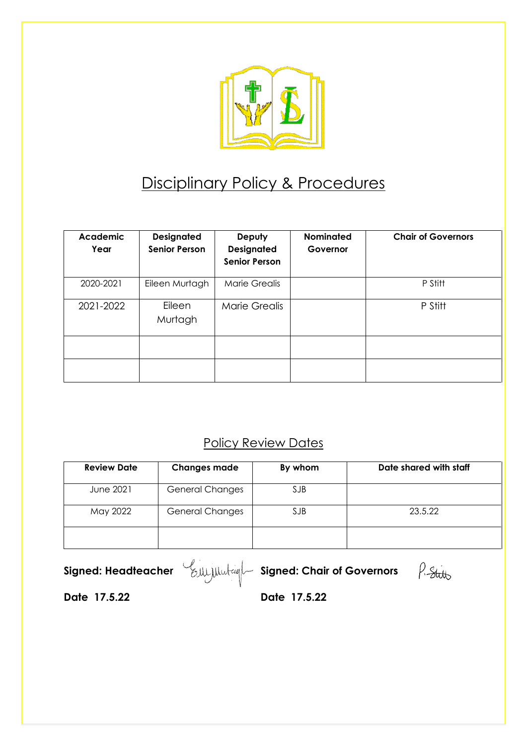# Disciplinary Policy & Procedures

| Academic Year | Designated Senior Person | Deputy Designated Senior Person | Nominated Governor | Chair of Governors |
|---|---|---|---|---|
| 2020-2021 | Eileen Murtagh | Marie Grealis | | P Stitt |
| 2021-2022 | Eileen Murtagh | Marie Grealis | | P Stitt |
| | | | | |
| | | | | |

## Policy Review Dates

| Review Date | Changes made | By whom | Date shared with staff |
|---|---|---|---|
| June 2021 | General Changes | SJB | |
| May 2022 | General Changes | SJB | 23.5.22 |
| | | | |

**Signed: Headteacher** E Murtagh **Signed: Chair of Governors** P. Stitt

**Date 17.5.22** **Date 17.5.22**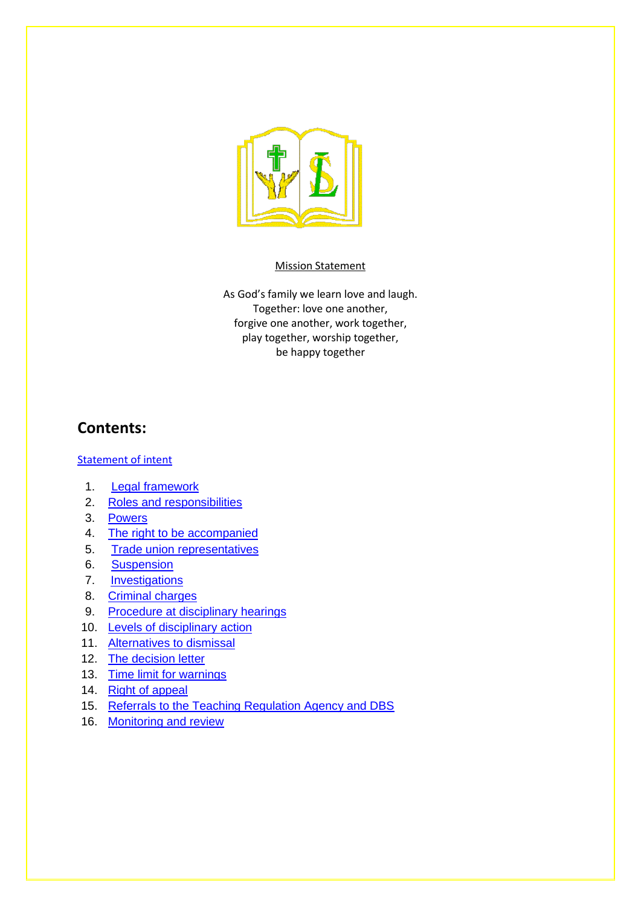Mission Statement

As God's family we learn love and laugh.
Together: love one another,
forgive one another, work together,
play together, worship together,
be happy together

## Contents:

Statement of intent

1. Legal framework
2. Roles and responsibilities
3. Powers
4. The right to be accompanied
5. Trade union representatives
6. Suspension
7. Investigations
8. Criminal charges
9. Procedure at disciplinary hearings
10. Levels of disciplinary action
11. Alternatives to dismissal
12. The decision letter
13. Time limit for warnings
14. Right of appeal
15. Referrals to the Teaching Regulation Agency and DBS
16. Monitoring and review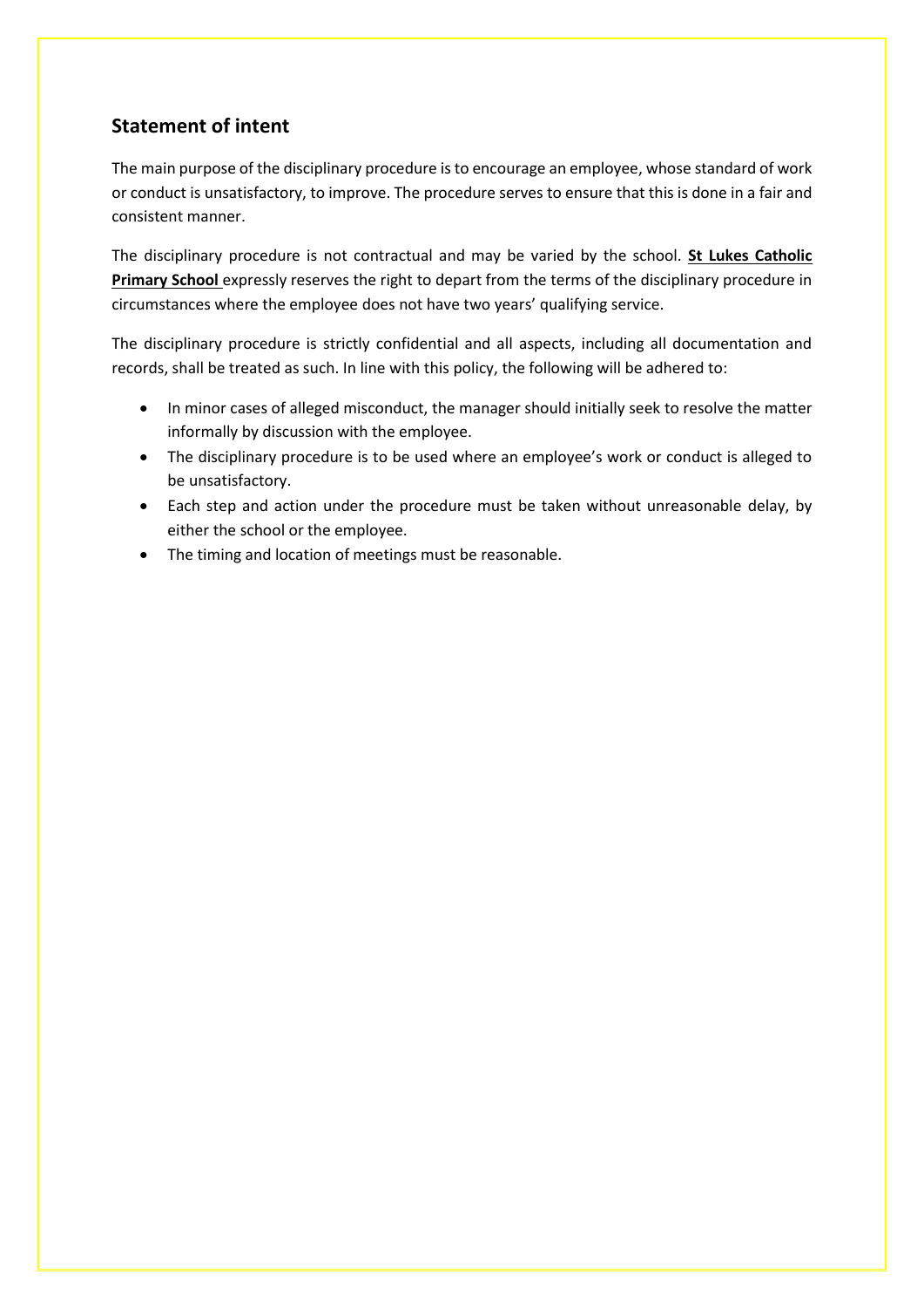## Statement of intent

The main purpose of the disciplinary procedure is to encourage an employee, whose standard of work or conduct is unsatisfactory, to improve. The procedure serves to ensure that this is done in a fair and consistent manner.

The disciplinary procedure is not contractual and may be varied by the school. **St Lukes Catholic Primary School** expressly reserves the right to depart from the terms of the disciplinary procedure in circumstances where the employee does not have two years' qualifying service.

The disciplinary procedure is strictly confidential and all aspects, including all documentation and records, shall be treated as such. In line with this policy, the following will be adhered to:

- In minor cases of alleged misconduct, the manager should initially seek to resolve the matter informally by discussion with the employee.
- The disciplinary procedure is to be used where an employee's work or conduct is alleged to be unsatisfactory.
- Each step and action under the procedure must be taken without unreasonable delay, by either the school or the employee.
- The timing and location of meetings must be reasonable.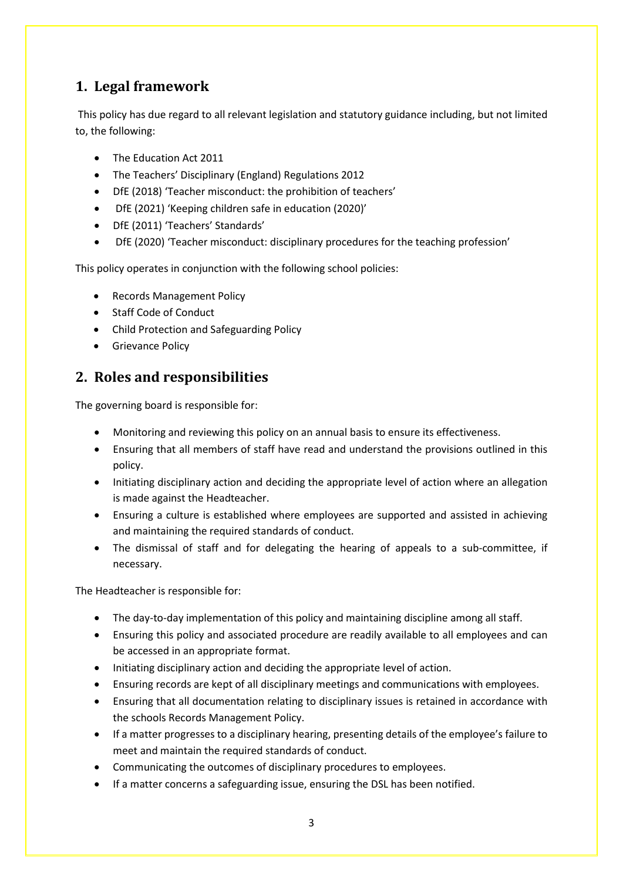## 1. Legal framework

This policy has due regard to all relevant legislation and statutory guidance including, but not limited to, the following:

- The Education Act 2011
- The Teachers' Disciplinary (England) Regulations 2012
- DfE (2018) 'Teacher misconduct: the prohibition of teachers'
- DfE (2021) 'Keeping children safe in education (2020)'
- DfE (2011) 'Teachers' Standards'
- DfE (2020) 'Teacher misconduct: disciplinary procedures for the teaching profession'

This policy operates in conjunction with the following school policies:

- Records Management Policy
- Staff Code of Conduct
- Child Protection and Safeguarding Policy
- Grievance Policy

## 2. Roles and responsibilities

The governing board is responsible for:

- Monitoring and reviewing this policy on an annual basis to ensure its effectiveness.
- Ensuring that all members of staff have read and understand the provisions outlined in this policy.
- Initiating disciplinary action and deciding the appropriate level of action where an allegation is made against the Headteacher.
- Ensuring a culture is established where employees are supported and assisted in achieving and maintaining the required standards of conduct.
- The dismissal of staff and for delegating the hearing of appeals to a sub-committee, if necessary.

The Headteacher is responsible for:

- The day-to-day implementation of this policy and maintaining discipline among all staff.
- Ensuring this policy and associated procedure are readily available to all employees and can be accessed in an appropriate format.
- Initiating disciplinary action and deciding the appropriate level of action.
- Ensuring records are kept of all disciplinary meetings and communications with employees.
- Ensuring that all documentation relating to disciplinary issues is retained in accordance with the schools Records Management Policy.
- If a matter progresses to a disciplinary hearing, presenting details of the employee's failure to meet and maintain the required standards of conduct.
- Communicating the outcomes of disciplinary procedures to employees.
- If a matter concerns a safeguarding issue, ensuring the DSL has been notified.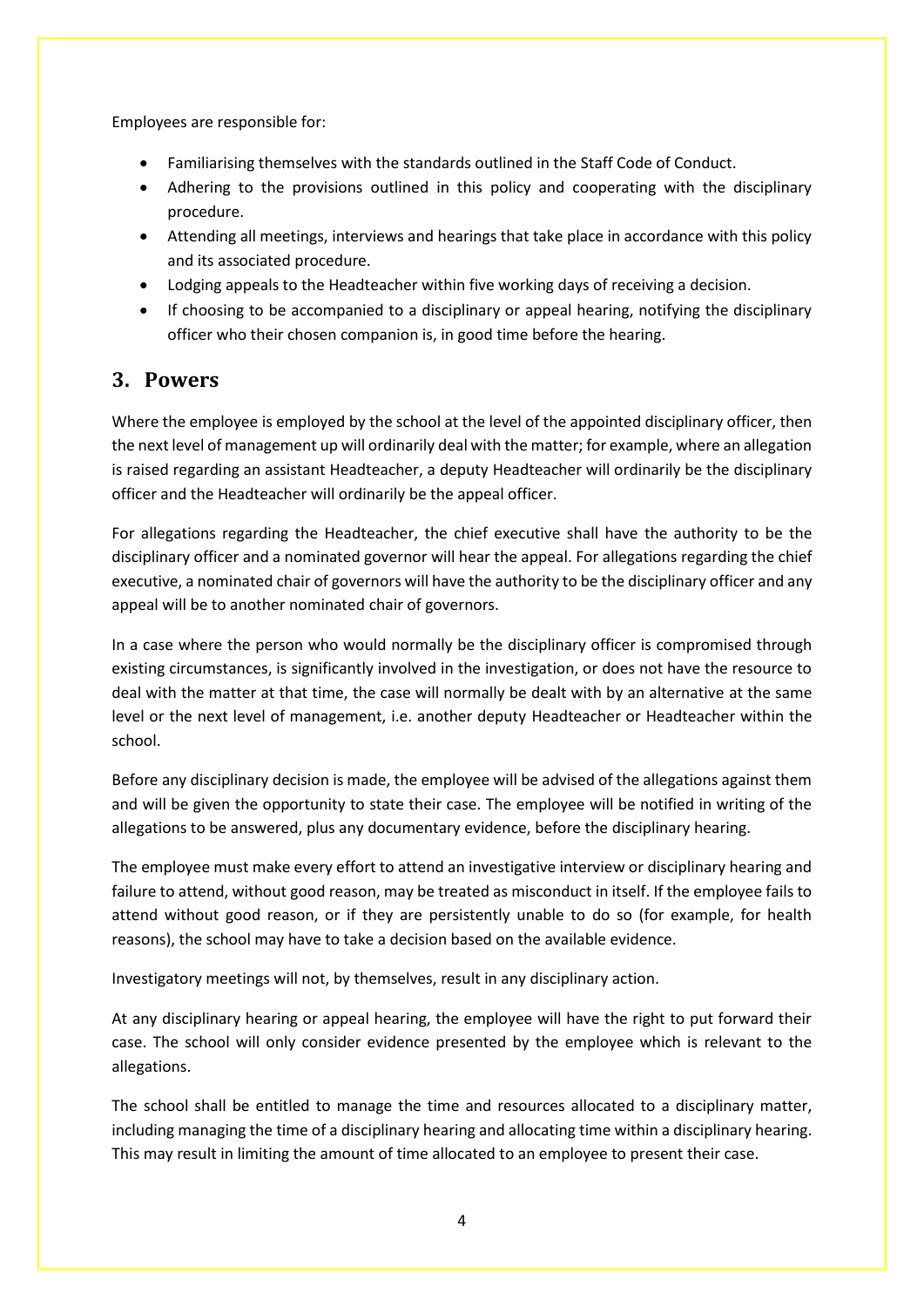Employees are responsible for:

- Familiarising themselves with the standards outlined in the Staff Code of Conduct.
- Adhering to the provisions outlined in this policy and cooperating with the disciplinary procedure.
- Attending all meetings, interviews and hearings that take place in accordance with this policy and its associated procedure.
- Lodging appeals to the Headteacher within five working days of receiving a decision.
- If choosing to be accompanied to a disciplinary or appeal hearing, notifying the disciplinary officer who their chosen companion is, in good time before the hearing.

## 3. Powers

Where the employee is employed by the school at the level of the appointed disciplinary officer, then the next level of management up will ordinarily deal with the matter; for example, where an allegation is raised regarding an assistant Headteacher, a deputy Headteacher will ordinarily be the disciplinary officer and the Headteacher will ordinarily be the appeal officer.

For allegations regarding the Headteacher, the chief executive shall have the authority to be the disciplinary officer and a nominated governor will hear the appeal. For allegations regarding the chief executive, a nominated chair of governors will have the authority to be the disciplinary officer and any appeal will be to another nominated chair of governors.

In a case where the person who would normally be the disciplinary officer is compromised through existing circumstances, is significantly involved in the investigation, or does not have the resource to deal with the matter at that time, the case will normally be dealt with by an alternative at the same level or the next level of management, i.e. another deputy Headteacher or Headteacher within the school.

Before any disciplinary decision is made, the employee will be advised of the allegations against them and will be given the opportunity to state their case. The employee will be notified in writing of the allegations to be answered, plus any documentary evidence, before the disciplinary hearing.

The employee must make every effort to attend an investigative interview or disciplinary hearing and failure to attend, without good reason, may be treated as misconduct in itself. If the employee fails to attend without good reason, or if they are persistently unable to do so (for example, for health reasons), the school may have to take a decision based on the available evidence.

Investigatory meetings will not, by themselves, result in any disciplinary action.

At any disciplinary hearing or appeal hearing, the employee will have the right to put forward their case. The school will only consider evidence presented by the employee which is relevant to the allegations.

The school shall be entitled to manage the time and resources allocated to a disciplinary matter, including managing the time of a disciplinary hearing and allocating time within a disciplinary hearing. This may result in limiting the amount of time allocated to an employee to present their case.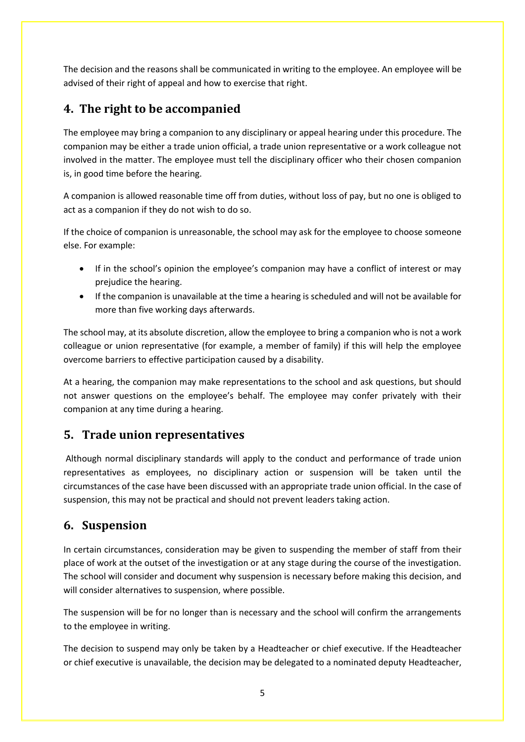The decision and the reasons shall be communicated in writing to the employee. An employee will be advised of their right of appeal and how to exercise that right.

## 4. The right to be accompanied

The employee may bring a companion to any disciplinary or appeal hearing under this procedure. The companion may be either a trade union official, a trade union representative or a work colleague not involved in the matter. The employee must tell the disciplinary officer who their chosen companion is, in good time before the hearing.

A companion is allowed reasonable time off from duties, without loss of pay, but no one is obliged to act as a companion if they do not wish to do so.

If the choice of companion is unreasonable, the school may ask for the employee to choose someone else. For example:

- If in the school's opinion the employee's companion may have a conflict of interest or may prejudice the hearing.
- If the companion is unavailable at the time a hearing is scheduled and will not be available for more than five working days afterwards.

The school may, at its absolute discretion, allow the employee to bring a companion who is not a work colleague or union representative (for example, a member of family) if this will help the employee overcome barriers to effective participation caused by a disability.

At a hearing, the companion may make representations to the school and ask questions, but should not answer questions on the employee's behalf. The employee may confer privately with their companion at any time during a hearing.

## 5. Trade union representatives

Although normal disciplinary standards will apply to the conduct and performance of trade union representatives as employees, no disciplinary action or suspension will be taken until the circumstances of the case have been discussed with an appropriate trade union official. In the case of suspension, this may not be practical and should not prevent leaders taking action.

## 6. Suspension

In certain circumstances, consideration may be given to suspending the member of staff from their place of work at the outset of the investigation or at any stage during the course of the investigation. The school will consider and document why suspension is necessary before making this decision, and will consider alternatives to suspension, where possible.

The suspension will be for no longer than is necessary and the school will confirm the arrangements to the employee in writing.

The decision to suspend may only be taken by a Headteacher or chief executive. If the Headteacher or chief executive is unavailable, the decision may be delegated to a nominated deputy Headteacher,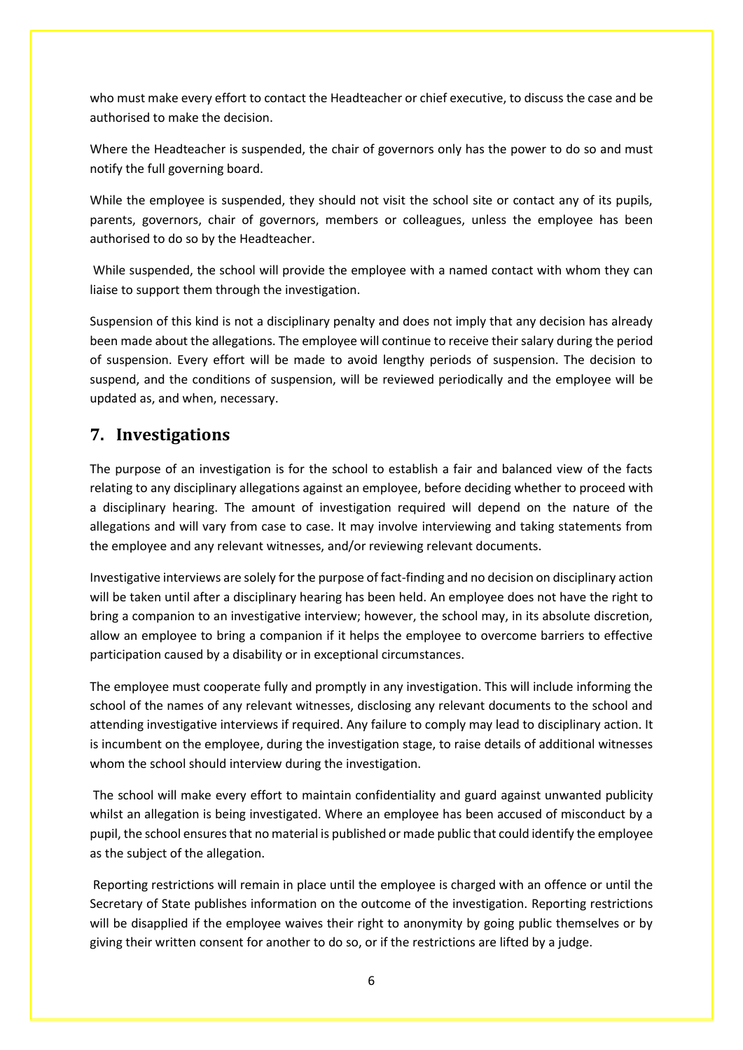who must make every effort to contact the Headteacher or chief executive, to discuss the case and be authorised to make the decision.

Where the Headteacher is suspended, the chair of governors only has the power to do so and must notify the full governing board.

While the employee is suspended, they should not visit the school site or contact any of its pupils, parents, governors, chair of governors, members or colleagues, unless the employee has been authorised to do so by the Headteacher.

While suspended, the school will provide the employee with a named contact with whom they can liaise to support them through the investigation.

Suspension of this kind is not a disciplinary penalty and does not imply that any decision has already been made about the allegations. The employee will continue to receive their salary during the period of suspension. Every effort will be made to avoid lengthy periods of suspension. The decision to suspend, and the conditions of suspension, will be reviewed periodically and the employee will be updated as, and when, necessary.

## 7. Investigations

The purpose of an investigation is for the school to establish a fair and balanced view of the facts relating to any disciplinary allegations against an employee, before deciding whether to proceed with a disciplinary hearing. The amount of investigation required will depend on the nature of the allegations and will vary from case to case. It may involve interviewing and taking statements from the employee and any relevant witnesses, and/or reviewing relevant documents.

Investigative interviews are solely for the purpose of fact-finding and no decision on disciplinary action will be taken until after a disciplinary hearing has been held. An employee does not have the right to bring a companion to an investigative interview; however, the school may, in its absolute discretion, allow an employee to bring a companion if it helps the employee to overcome barriers to effective participation caused by a disability or in exceptional circumstances.

The employee must cooperate fully and promptly in any investigation. This will include informing the school of the names of any relevant witnesses, disclosing any relevant documents to the school and attending investigative interviews if required. Any failure to comply may lead to disciplinary action. It is incumbent on the employee, during the investigation stage, to raise details of additional witnesses whom the school should interview during the investigation.

The school will make every effort to maintain confidentiality and guard against unwanted publicity whilst an allegation is being investigated. Where an employee has been accused of misconduct by a pupil, the school ensures that no material is published or made public that could identify the employee as the subject of the allegation.

Reporting restrictions will remain in place until the employee is charged with an offence or until the Secretary of State publishes information on the outcome of the investigation. Reporting restrictions will be disapplied if the employee waives their right to anonymity by going public themselves or by giving their written consent for another to do so, or if the restrictions are lifted by a judge.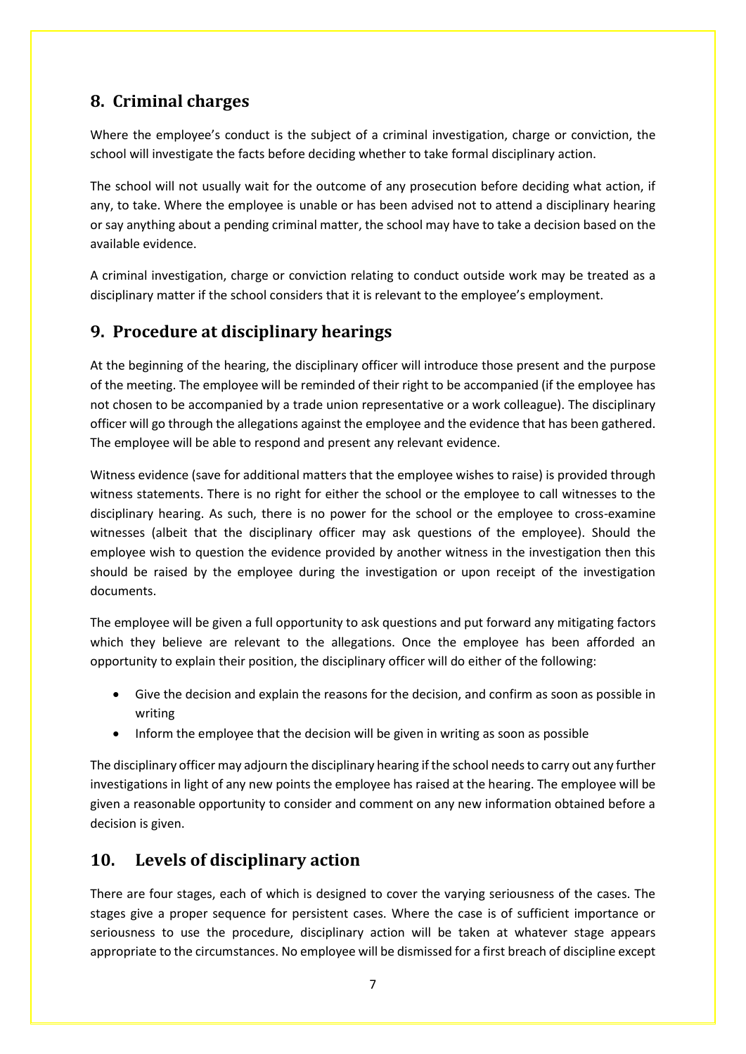## 8. Criminal charges

Where the employee's conduct is the subject of a criminal investigation, charge or conviction, the school will investigate the facts before deciding whether to take formal disciplinary action.

The school will not usually wait for the outcome of any prosecution before deciding what action, if any, to take. Where the employee is unable or has been advised not to attend a disciplinary hearing or say anything about a pending criminal matter, the school may have to take a decision based on the available evidence.

A criminal investigation, charge or conviction relating to conduct outside work may be treated as a disciplinary matter if the school considers that it is relevant to the employee's employment.

## 9. Procedure at disciplinary hearings

At the beginning of the hearing, the disciplinary officer will introduce those present and the purpose of the meeting. The employee will be reminded of their right to be accompanied (if the employee has not chosen to be accompanied by a trade union representative or a work colleague). The disciplinary officer will go through the allegations against the employee and the evidence that has been gathered. The employee will be able to respond and present any relevant evidence.

Witness evidence (save for additional matters that the employee wishes to raise) is provided through witness statements. There is no right for either the school or the employee to call witnesses to the disciplinary hearing. As such, there is no power for the school or the employee to cross-examine witnesses (albeit that the disciplinary officer may ask questions of the employee). Should the employee wish to question the evidence provided by another witness in the investigation then this should be raised by the employee during the investigation or upon receipt of the investigation documents.

The employee will be given a full opportunity to ask questions and put forward any mitigating factors which they believe are relevant to the allegations. Once the employee has been afforded an opportunity to explain their position, the disciplinary officer will do either of the following:

- Give the decision and explain the reasons for the decision, and confirm as soon as possible in writing
- Inform the employee that the decision will be given in writing as soon as possible

The disciplinary officer may adjourn the disciplinary hearing if the school needs to carry out any further investigations in light of any new points the employee has raised at the hearing. The employee will be given a reasonable opportunity to consider and comment on any new information obtained before a decision is given.

## 10. Levels of disciplinary action

There are four stages, each of which is designed to cover the varying seriousness of the cases. The stages give a proper sequence for persistent cases. Where the case is of sufficient importance or seriousness to use the procedure, disciplinary action will be taken at whatever stage appears appropriate to the circumstances. No employee will be dismissed for a first breach of discipline except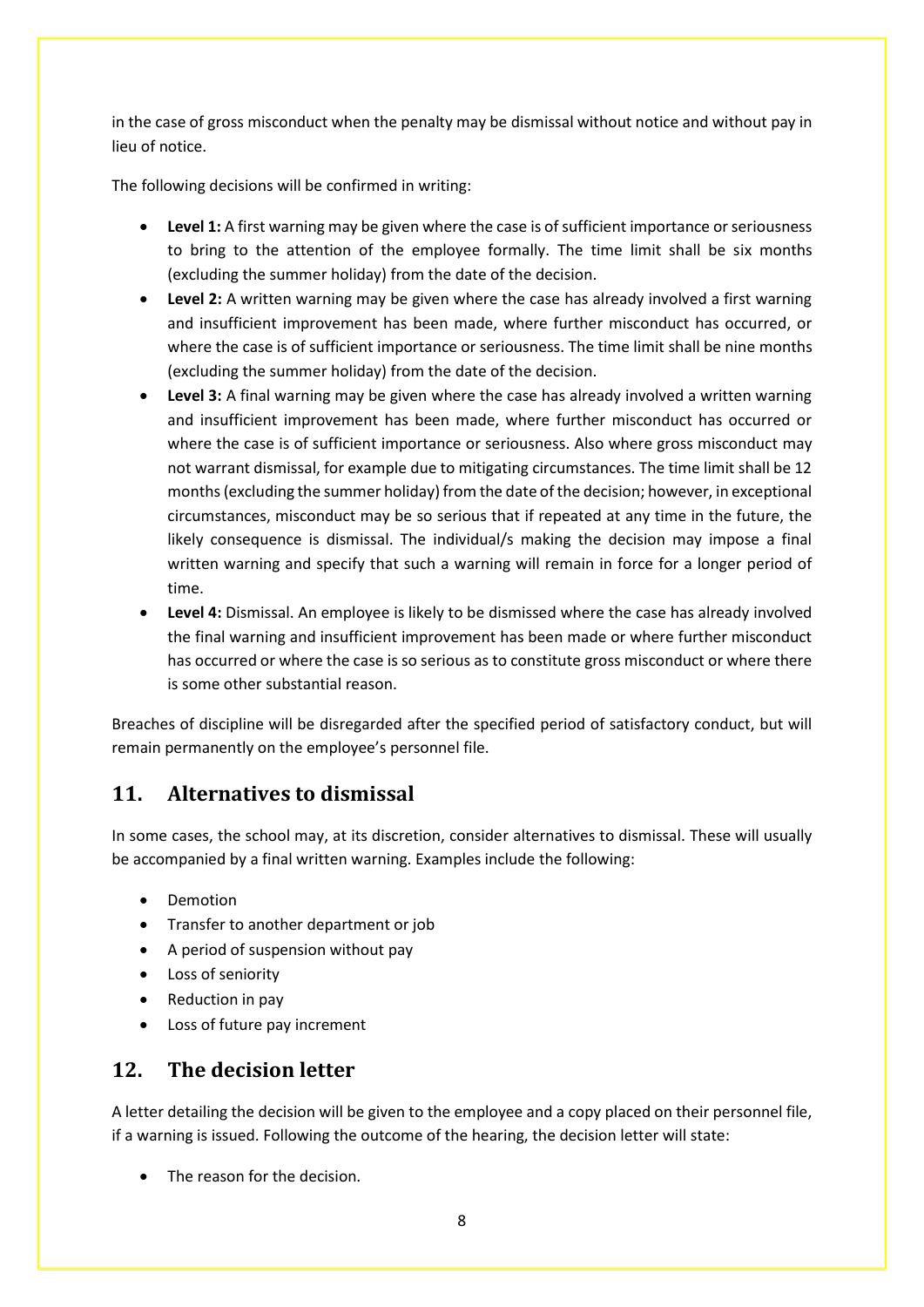in the case of gross misconduct when the penalty may be dismissal without notice and without pay in lieu of notice.

The following decisions will be confirmed in writing:

- **Level 1:** A first warning may be given where the case is of sufficient importance or seriousness to bring to the attention of the employee formally. The time limit shall be six months (excluding the summer holiday) from the date of the decision.
- **Level 2:** A written warning may be given where the case has already involved a first warning and insufficient improvement has been made, where further misconduct has occurred, or where the case is of sufficient importance or seriousness. The time limit shall be nine months (excluding the summer holiday) from the date of the decision.
- **Level 3:** A final warning may be given where the case has already involved a written warning and insufficient improvement has been made, where further misconduct has occurred or where the case is of sufficient importance or seriousness. Also where gross misconduct may not warrant dismissal, for example due to mitigating circumstances. The time limit shall be 12 months (excluding the summer holiday) from the date of the decision; however, in exceptional circumstances, misconduct may be so serious that if repeated at any time in the future, the likely consequence is dismissal. The individual/s making the decision may impose a final written warning and specify that such a warning will remain in force for a longer period of time.
- **Level 4:** Dismissal. An employee is likely to be dismissed where the case has already involved the final warning and insufficient improvement has been made or where further misconduct has occurred or where the case is so serious as to constitute gross misconduct or where there is some other substantial reason.

Breaches of discipline will be disregarded after the specified period of satisfactory conduct, but will remain permanently on the employee's personnel file.

## 11. Alternatives to dismissal

In some cases, the school may, at its discretion, consider alternatives to dismissal. These will usually be accompanied by a final written warning. Examples include the following:

- Demotion
- Transfer to another department or job
- A period of suspension without pay
- Loss of seniority
- Reduction in pay
- Loss of future pay increment

## 12. The decision letter

A letter detailing the decision will be given to the employee and a copy placed on their personnel file, if a warning is issued. Following the outcome of the hearing, the decision letter will state:

- The reason for the decision.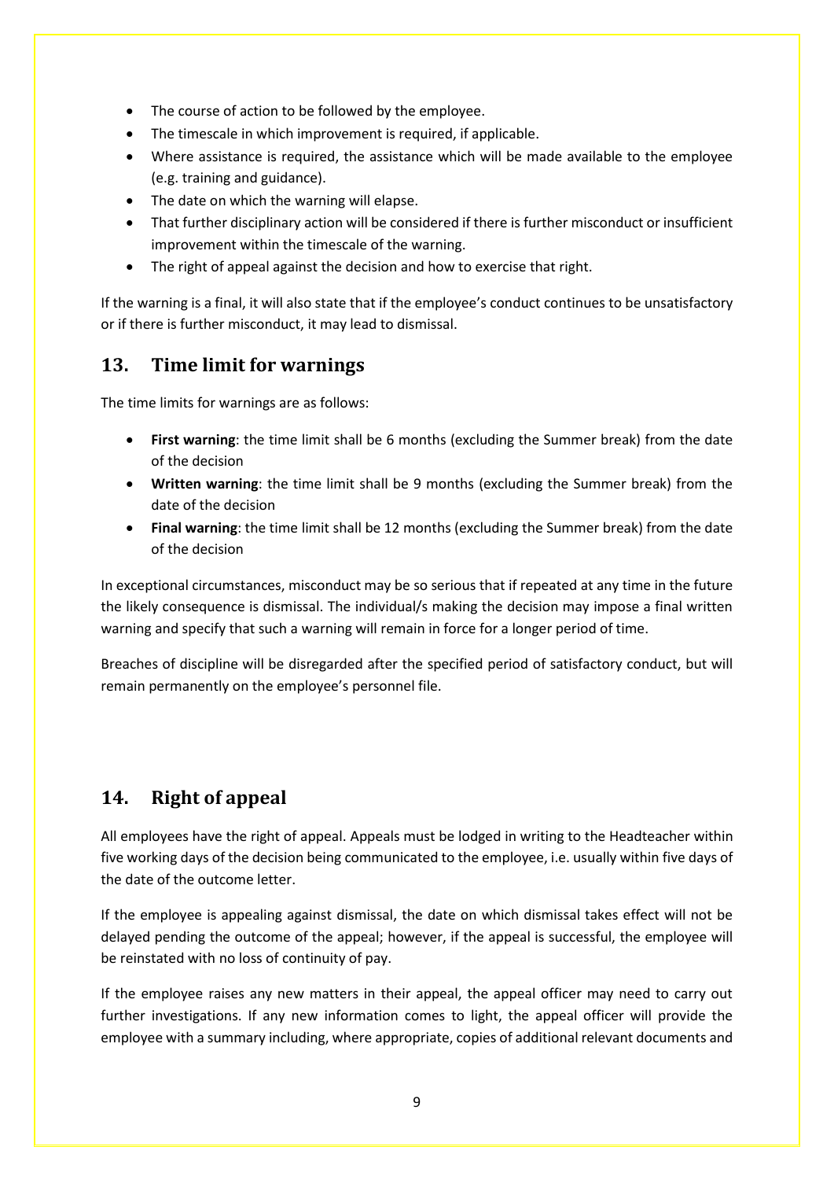- The course of action to be followed by the employee.
- The timescale in which improvement is required, if applicable.
- Where assistance is required, the assistance which will be made available to the employee (e.g. training and guidance).
- The date on which the warning will elapse.
- That further disciplinary action will be considered if there is further misconduct or insufficient improvement within the timescale of the warning.
- The right of appeal against the decision and how to exercise that right.

If the warning is a final, it will also state that if the employee's conduct continues to be unsatisfactory or if there is further misconduct, it may lead to dismissal.

## 13. Time limit for warnings

The time limits for warnings are as follows:

- **First warning**: the time limit shall be 6 months (excluding the Summer break) from the date of the decision
- **Written warning**: the time limit shall be 9 months (excluding the Summer break) from the date of the decision
- **Final warning**: the time limit shall be 12 months (excluding the Summer break) from the date of the decision

In exceptional circumstances, misconduct may be so serious that if repeated at any time in the future the likely consequence is dismissal. The individual/s making the decision may impose a final written warning and specify that such a warning will remain in force for a longer period of time.

Breaches of discipline will be disregarded after the specified period of satisfactory conduct, but will remain permanently on the employee's personnel file.

## 14. Right of appeal

All employees have the right of appeal. Appeals must be lodged in writing to the Headteacher within five working days of the decision being communicated to the employee, i.e. usually within five days of the date of the outcome letter.

If the employee is appealing against dismissal, the date on which dismissal takes effect will not be delayed pending the outcome of the appeal; however, if the appeal is successful, the employee will be reinstated with no loss of continuity of pay.

If the employee raises any new matters in their appeal, the appeal officer may need to carry out further investigations. If any new information comes to light, the appeal officer will provide the employee with a summary including, where appropriate, copies of additional relevant documents and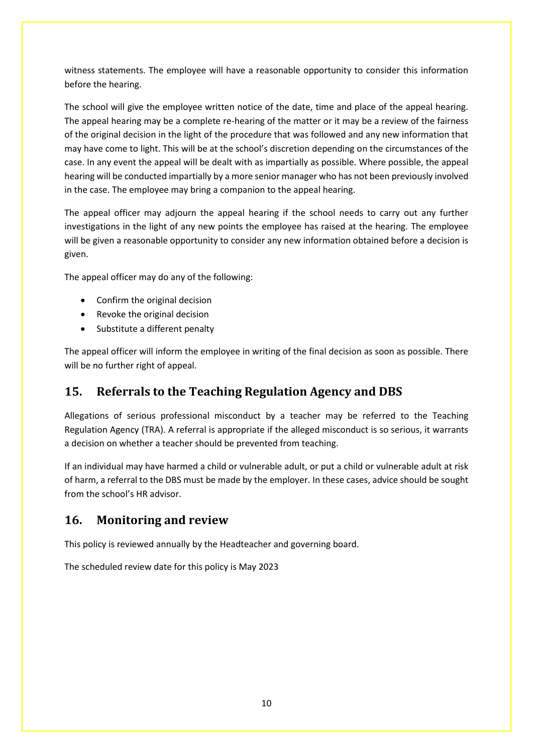witness statements. The employee will have a reasonable opportunity to consider this information before the hearing.

The school will give the employee written notice of the date, time and place of the appeal hearing. The appeal hearing may be a complete re-hearing of the matter or it may be a review of the fairness of the original decision in the light of the procedure that was followed and any new information that may have come to light. This will be at the school's discretion depending on the circumstances of the case. In any event the appeal will be dealt with as impartially as possible. Where possible, the appeal hearing will be conducted impartially by a more senior manager who has not been previously involved in the case. The employee may bring a companion to the appeal hearing.

The appeal officer may adjourn the appeal hearing if the school needs to carry out any further investigations in the light of any new points the employee has raised at the hearing. The employee will be given a reasonable opportunity to consider any new information obtained before a decision is given.

The appeal officer may do any of the following:

- Confirm the original decision
- Revoke the original decision
- Substitute a different penalty

The appeal officer will inform the employee in writing of the final decision as soon as possible. There will be no further right of appeal.

## 15. Referrals to the Teaching Regulation Agency and DBS

Allegations of serious professional misconduct by a teacher may be referred to the Teaching Regulation Agency (TRA). A referral is appropriate if the alleged misconduct is so serious, it warrants a decision on whether a teacher should be prevented from teaching.

If an individual may have harmed a child or vulnerable adult, or put a child or vulnerable adult at risk of harm, a referral to the DBS must be made by the employer. In these cases, advice should be sought from the school's HR advisor.

## 16. Monitoring and review

This policy is reviewed annually by the Headteacher and governing board.

The scheduled review date for this policy is May 2023